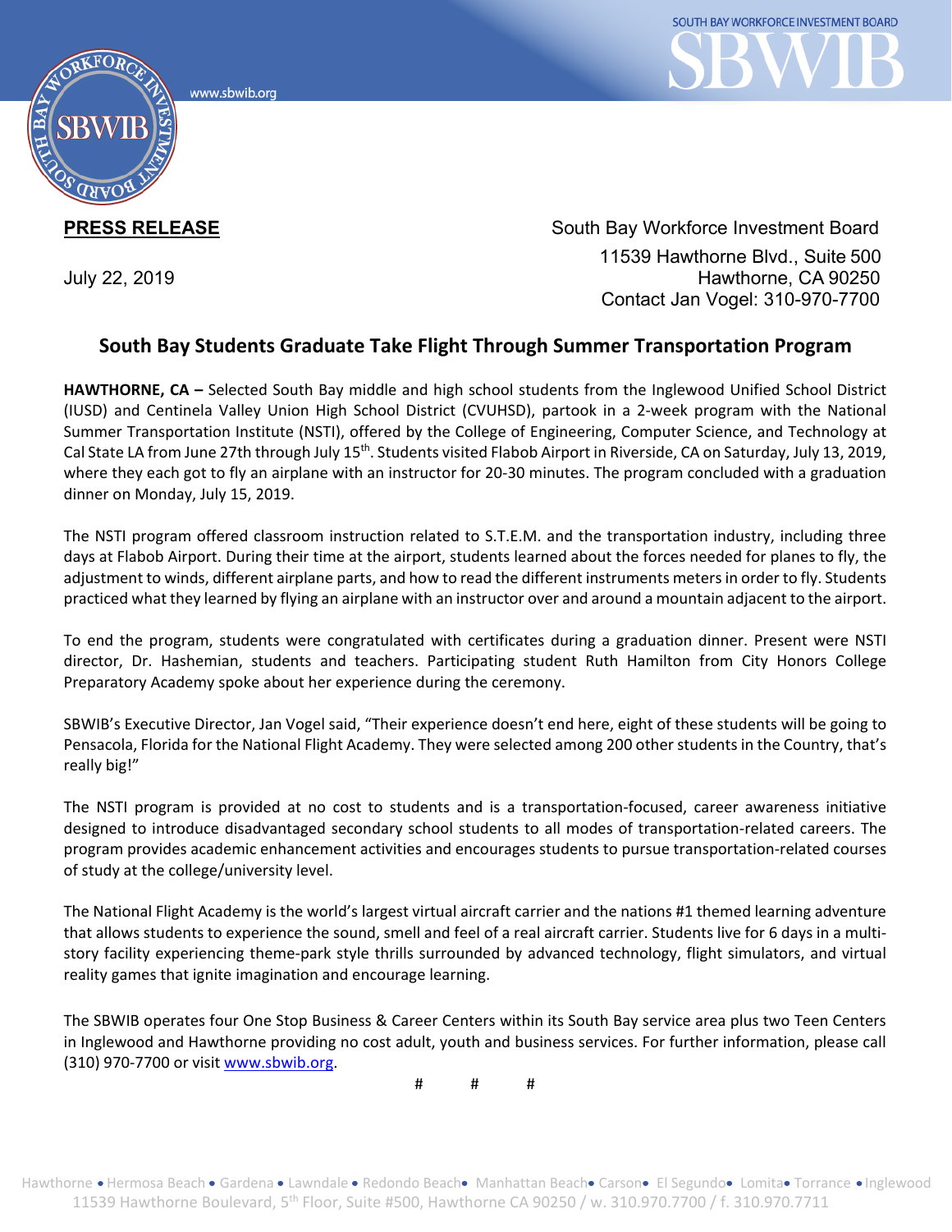www.sbwib.org

SOUTH BAY WORKFORCE INVESTMENT BOARD

**PRESS RELEASE**

July 22, 2019

South Bay Workforce Investment Board
11539 Hawthorne Blvd., Suite 500
Hawthorne, CA 90250
Contact Jan Vogel: 310-970-7700

## South Bay Students Graduate Take Flight Through Summer Transportation Program

**HAWTHORNE, CA –** Selected South Bay middle and high school students from the Inglewood Unified School District (IUSD) and Centinela Valley Union High School District (CVUHSD), partook in a 2-week program with the National Summer Transportation Institute (NSTI), offered by the College of Engineering, Computer Science, and Technology at Cal State LA from June 27th through July 15th. Students visited Flabob Airport in Riverside, CA on Saturday, July 13, 2019, where they each got to fly an airplane with an instructor for 20-30 minutes. The program concluded with a graduation dinner on Monday, July 15, 2019.

The NSTI program offered classroom instruction related to S.T.E.M. and the transportation industry, including three days at Flabob Airport. During their time at the airport, students learned about the forces needed for planes to fly, the adjustment to winds, different airplane parts, and how to read the different instruments meters in order to fly. Students practiced what they learned by flying an airplane with an instructor over and around a mountain adjacent to the airport.

To end the program, students were congratulated with certificates during a graduation dinner. Present were NSTI director, Dr. Hashemian, students and teachers. Participating student Ruth Hamilton from City Honors College Preparatory Academy spoke about her experience during the ceremony.

SBWIB's Executive Director, Jan Vogel said, "Their experience doesn't end here, eight of these students will be going to Pensacola, Florida for the National Flight Academy. They were selected among 200 other students in the Country, that's really big!"

The NSTI program is provided at no cost to students and is a transportation-focused, career awareness initiative designed to introduce disadvantaged secondary school students to all modes of transportation-related careers. The program provides academic enhancement activities and encourages students to pursue transportation-related courses of study at the college/university level.

The National Flight Academy is the world's largest virtual aircraft carrier and the nations #1 themed learning adventure that allows students to experience the sound, smell and feel of a real aircraft carrier. Students live for 6 days in a multi-story facility experiencing theme-park style thrills surrounded by advanced technology, flight simulators, and virtual reality games that ignite imagination and encourage learning.

The SBWIB operates four One Stop Business & Career Centers within its South Bay service area plus two Teen Centers in Inglewood and Hawthorne providing no cost adult, youth and business services. For further information, please call (310) 970-7700 or visit www.sbwib.org.

# # #

Hawthorne • Hermosa Beach • Gardena • Lawndale • Redondo Beach • Manhattan Beach • Carson • El Segundo • Lomita • Torrance • Inglewood
11539 Hawthorne Boulevard, 5th Floor, Suite #500, Hawthorne CA 90250 / w. 310.970.7700 / f. 310.970.7711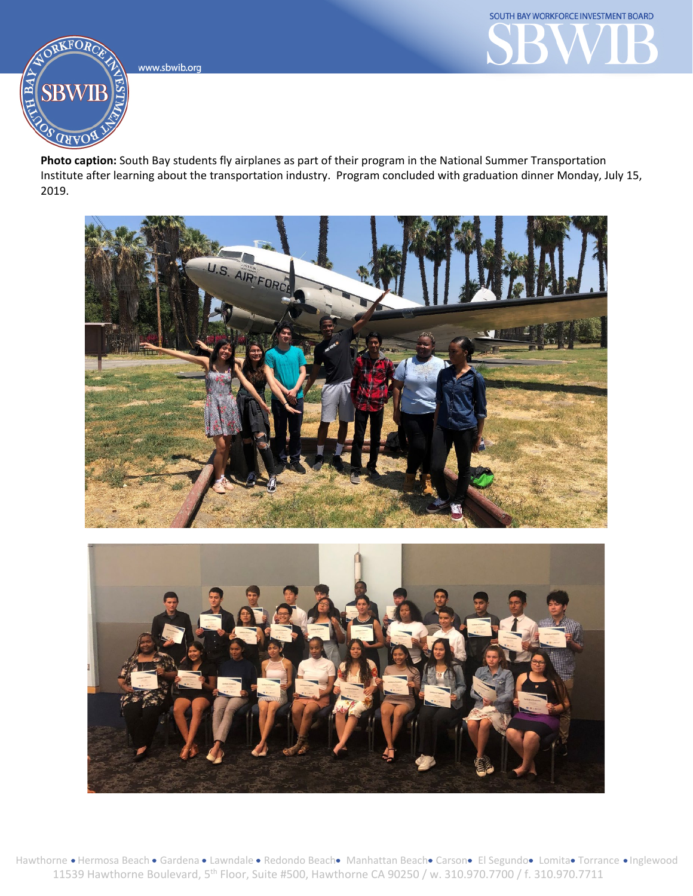**Photo caption:** South Bay students fly airplanes as part of their program in the National Summer Transportation Institute after learning about the transportation industry. Program concluded with graduation dinner Monday, July 15, 2019.